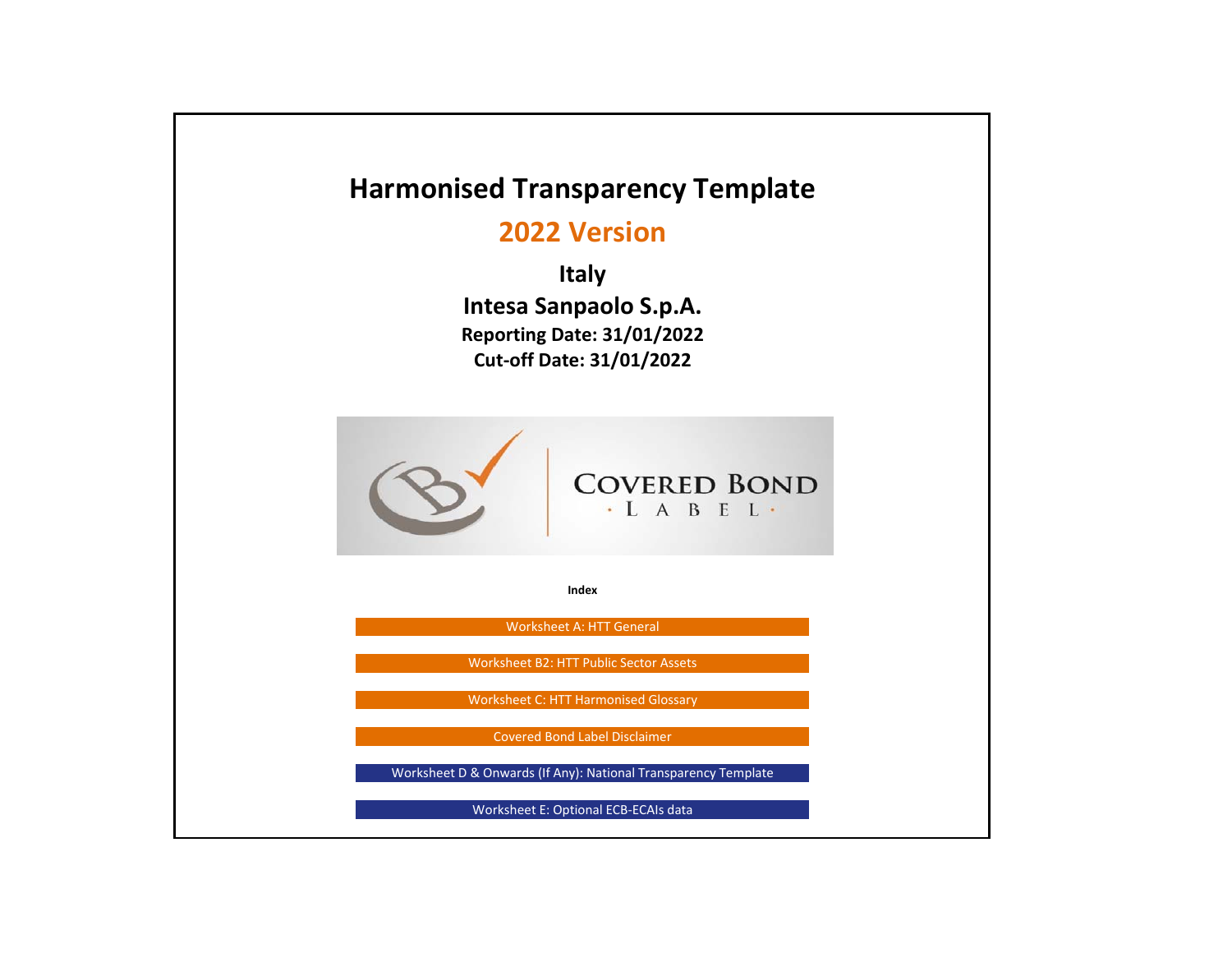# Harmonised Transparency Template

## 2022 Version

### Italy

### Intesa Sanpaolo S.p.A.

**Reporting Date: 31/01/2022**

**Cut-off Date: 31/01/2022**

COVERED BOND · LABEL ·

**Index**

- Worksheet A: HTT General
- Worksheet B2: HTT Public Sector Assets
- Worksheet C: HTT Harmonised Glossary
- Covered Bond Label Disclaimer
- Worksheet D & Onwards (If Any): National Transparency Template
- Worksheet E: Optional ECB-ECAIs data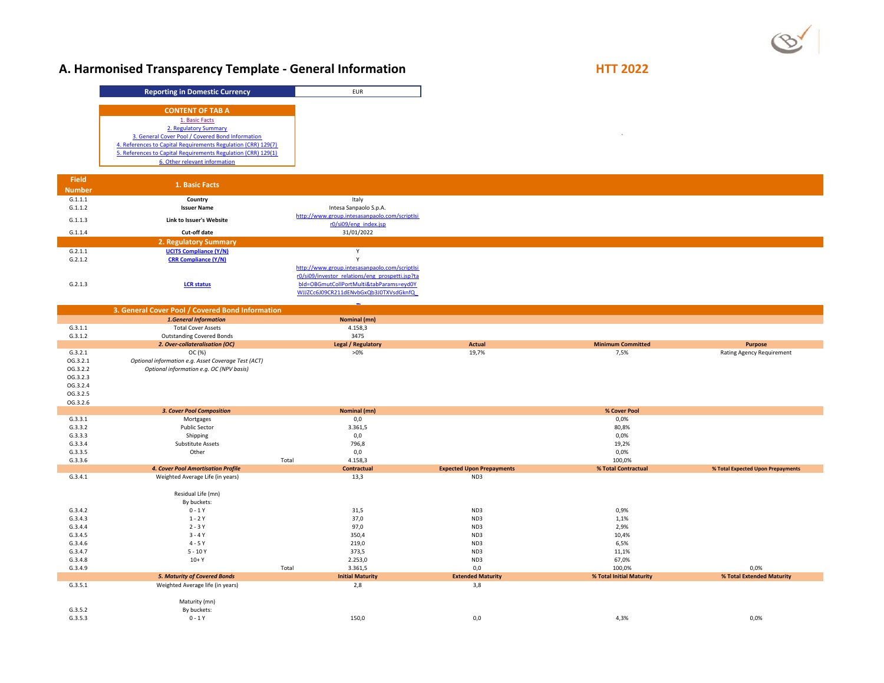# A. Harmonised Transparency Template - General Information

**HTT 2022**

| Reporting in Domestic Currency | EUR |
|---|---|

**CONTENT OF TAB A**

1. Basic Facts
2. Regulatory Summary
3. General Cover Pool / Covered Bond Information
4. References to Capital Requirements Regulation (CRR) 129(7)
5. References to Capital Requirements Regulation (CRR) 129(1)
6. Other relevant information

| Field Number | 1. Basic Facts | | | | |
|---|---|---|---|---|---|
| G.1.1.1 | Country | Italy | | | |
| G.1.1.2 | Issuer Name | Intesa Sanpaolo S.p.A. | | | |
| G.1.1.3 | Link to Issuer's Website | http://www.group.intesasanpaolo.com/scriptIsir0/si09/eng_index.jsp | | | |
| G.1.1.4 | Cut-off date | 31/01/2022 | | | |
| | **2. Regulatory Summary** | | | | |
| G.2.1.1 | UCITS Compliance (Y/N) | Y | | | |
| G.2.1.2 | CRR Compliance (Y/N) | Y | | | |
| G.2.1.3 | LCR status | http://www.group.intesasanpaolo.com/scriptIsir0/si09/investor_relations/eng_prospetti.jsp?tabId=OBGmutCollPortMulti&tabParams=eyd0YWJJZCc6J09CR211dENvbGxQb3J0TXVsdGknfQ_ | | | |
| | **3. General Cover Pool / Covered Bond Information** | | | | |
| | *1.General Information* | Nominal (mn) | | | |
| G.3.1.1 | Total Cover Assets | 4.158,3 | | | |
| G.3.1.2 | Outstanding Covered Bonds | 3475 | | | |
| | *2. Over-collateralisation (OC)* | Legal / Regulatory | Actual | Minimum Committed | Purpose |
| G.3.2.1 | OC (%) | >0% | 19,7% | 7,5% | Rating Agency Requirement |
| OG.3.2.1 | *Optional information e.g. Asset Coverage Test (ACT)* | | | | |
| OG.3.2.2 | *Optional information e.g. OC (NPV basis)* | | | | |
| OG.3.2.3 | | | | | |
| OG.3.2.4 | | | | | |
| OG.3.2.5 | | | | | |
| OG.3.2.6 | | | | | |
| | *3. Cover Pool Composition* | Nominal (mn) | | % Cover Pool | |
| G.3.3.1 | Mortgages | 0,0 | | 0,0% | |
| G.3.3.2 | Public Sector | 3.361,5 | | 80,8% | |
| G.3.3.3 | Shipping | 0,0 | | 0,0% | |
| G.3.3.4 | Substitute Assets | 796,8 | | 19,2% | |
| G.3.3.5 | Other | 0,0 | | 0,0% | |
| G.3.3.6 | Total | 4.158,3 | | 100,0% | |
| | *4. Cover Pool Amortisation Profile* | Contractual | Expected Upon Prepayments | % Total Contractual | % Total Expected Upon Prepayments |
| G.3.4.1 | Weighted Average Life (in years) | 13,3 | ND3 | | |
| | Residual Life (mn) | | | | |
| | By buckets: | | | | |
| G.3.4.2 | 0 - 1 Y | 31,5 | ND3 | 0,9% | |
| G.3.4.3 | 1 - 2 Y | 37,0 | ND3 | 1,1% | |
| G.3.4.4 | 2 - 3 Y | 97,0 | ND3 | 2,9% | |
| G.3.4.5 | 3 - 4 Y | 350,4 | ND3 | 10,4% | |
| G.3.4.6 | 4 - 5 Y | 219,0 | ND3 | 6,5% | |
| G.3.4.7 | 5 - 10 Y | 373,5 | ND3 | 11,1% | |
| G.3.4.8 | 10+ Y | 2.253,0 | ND3 | 67,0% | |
| G.3.4.9 | Total | 3.361,5 | 0,0 | 100,0% | 0,0% |
| | *5. Maturity of Covered Bonds* | Initial Maturity | Extended Maturity | % Total Initial Maturity | % Total Extended Maturity |
| G.3.5.1 | Weighted Average life (in years) | 2,8 | 3,8 | | |
| | Maturity (mn) | | | | |
| G.3.5.2 | By buckets: | | | | |
| G.3.5.3 | 0 - 1 Y | 150,0 | 0,0 | 4,3% | 0,0% |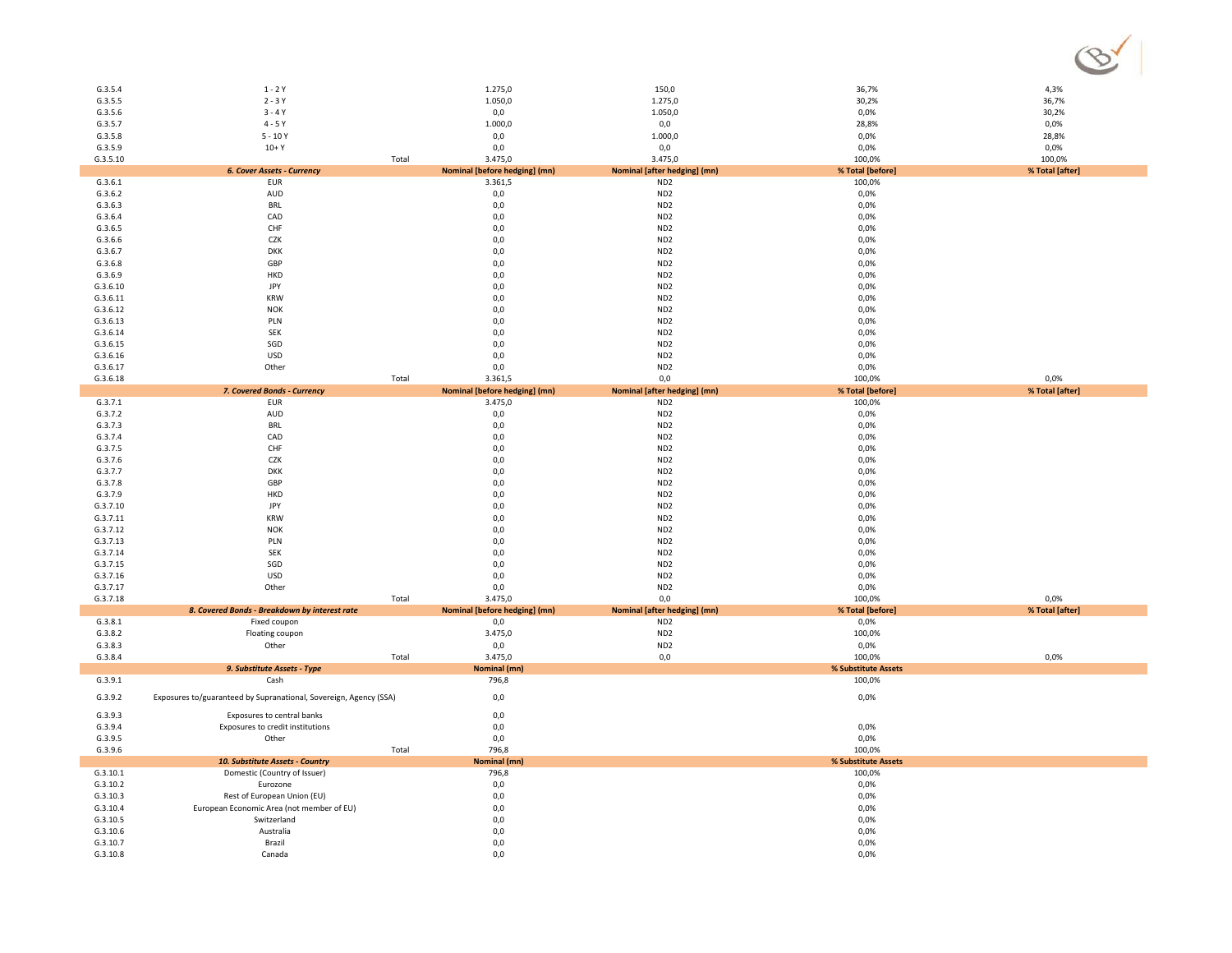| | | | | | | |
|---|---|---|---|---|---|---|
| G.3.5.4 | 1 - 2 Y | | 1.275,0 | 150,0 | 36,7% | 4,3% |
| G.3.5.5 | 2 - 3 Y | | 1.050,0 | 1.275,0 | 30,2% | 36,7% |
| G.3.5.6 | 3 - 4 Y | | 0,0 | 1.050,0 | 0,0% | 30,2% |
| G.3.5.7 | 4 - 5 Y | | 1.000,0 | 0,0 | 28,8% | 0,0% |
| G.3.5.8 | 5 - 10 Y | | 0,0 | 1.000,0 | 0,0% | 28,8% |
| G.3.5.9 | 10+ Y | | 0,0 | 0,0 | 0,0% | 0,0% |
| G.3.5.10 | | Total | 3.475,0 | 3.475,0 | 100,0% | 100,0% |

| | *6. Cover Assets - Currency* | | **Nominal [before hedging] (mn)** | **Nominal [after hedging] (mn)** | **% Total [before]** | **% Total [after]** |
|---|---|---|---|---|---|---|
| G.3.6.1 | EUR | | 3.361,5 | ND2 | 100,0% | |
| G.3.6.2 | AUD | | 0,0 | ND2 | 0,0% | |
| G.3.6.3 | BRL | | 0,0 | ND2 | 0,0% | |
| G.3.6.4 | CAD | | 0,0 | ND2 | 0,0% | |
| G.3.6.5 | CHF | | 0,0 | ND2 | 0,0% | |
| G.3.6.6 | CZK | | 0,0 | ND2 | 0,0% | |
| G.3.6.7 | DKK | | 0,0 | ND2 | 0,0% | |
| G.3.6.8 | GBP | | 0,0 | ND2 | 0,0% | |
| G.3.6.9 | HKD | | 0,0 | ND2 | 0,0% | |
| G.3.6.10 | JPY | | 0,0 | ND2 | 0,0% | |
| G.3.6.11 | KRW | | 0,0 | ND2 | 0,0% | |
| G.3.6.12 | NOK | | 0,0 | ND2 | 0,0% | |
| G.3.6.13 | PLN | | 0,0 | ND2 | 0,0% | |
| G.3.6.14 | SEK | | 0,0 | ND2 | 0,0% | |
| G.3.6.15 | SGD | | 0,0 | ND2 | 0,0% | |
| G.3.6.16 | USD | | 0,0 | ND2 | 0,0% | |
| G.3.6.17 | Other | | 0,0 | ND2 | 0,0% | |
| G.3.6.18 | | Total | 3.361,5 | 0,0 | 100,0% | 0,0% |

| | *7. Covered Bonds - Currency* | | **Nominal [before hedging] (mn)** | **Nominal [after hedging] (mn)** | **% Total [before]** | **% Total [after]** |
|---|---|---|---|---|---|---|
| G.3.7.1 | EUR | | 3.475,0 | ND2 | 100,0% | |
| G.3.7.2 | AUD | | 0,0 | ND2 | 0,0% | |
| G.3.7.3 | BRL | | 0,0 | ND2 | 0,0% | |
| G.3.7.4 | CAD | | 0,0 | ND2 | 0,0% | |
| G.3.7.5 | CHF | | 0,0 | ND2 | 0,0% | |
| G.3.7.6 | CZK | | 0,0 | ND2 | 0,0% | |
| G.3.7.7 | DKK | | 0,0 | ND2 | 0,0% | |
| G.3.7.8 | GBP | | 0,0 | ND2 | 0,0% | |
| G.3.7.9 | HKD | | 0,0 | ND2 | 0,0% | |
| G.3.7.10 | JPY | | 0,0 | ND2 | 0,0% | |
| G.3.7.11 | KRW | | 0,0 | ND2 | 0,0% | |
| G.3.7.12 | NOK | | 0,0 | ND2 | 0,0% | |
| G.3.7.13 | PLN | | 0,0 | ND2 | 0,0% | |
| G.3.7.14 | SEK | | 0,0 | ND2 | 0,0% | |
| G.3.7.15 | SGD | | 0,0 | ND2 | 0,0% | |
| G.3.7.16 | USD | | 0,0 | ND2 | 0,0% | |
| G.3.7.17 | Other | | 0,0 | ND2 | 0,0% | |
| G.3.7.18 | | Total | 3.475,0 | 0,0 | 100,0% | 0,0% |

| | *8. Covered Bonds - Breakdown by interest rate* | | **Nominal [before hedging] (mn)** | **Nominal [after hedging] (mn)** | **% Total [before]** | **% Total [after]** |
|---|---|---|---|---|---|---|
| G.3.8.1 | Fixed coupon | | 0,0 | ND2 | 0,0% | |
| G.3.8.2 | Floating coupon | | 3.475,0 | ND2 | 100,0% | |
| G.3.8.3 | Other | | 0,0 | ND2 | 0,0% | |
| G.3.8.4 | | Total | 3.475,0 | 0,0 | 100,0% | 0,0% |

| | *9. Substitute Assets - Type* | | **Nominal (mn)** | | **% Substitute Assets** | |
|---|---|---|---|---|---|---|
| G.3.9.1 | Cash | | 796,8 | | 100,0% | |
| G.3.9.2 | Exposures to/guaranteed by Supranational, Sovereign, Agency (SSA) | | 0,0 | | 0,0% | |
| G.3.9.3 | Exposures to central banks | | 0,0 | | | |
| G.3.9.4 | Exposures to credit institutions | | 0,0 | | 0,0% | |
| G.3.9.5 | Other | | 0,0 | | 0,0% | |
| G.3.9.6 | | Total | 796,8 | | 100,0% | |

| | *10. Substitute Assets - Country* | | **Nominal (mn)** | | **% Substitute Assets** | |
|---|---|---|---|---|---|---|
| G.3.10.1 | Domestic (Country of Issuer) | | 796,8 | | 100,0% | |
| G.3.10.2 | Eurozone | | 0,0 | | 0,0% | |
| G.3.10.3 | Rest of European Union (EU) | | 0,0 | | 0,0% | |
| G.3.10.4 | European Economic Area (not member of EU) | | 0,0 | | 0,0% | |
| G.3.10.5 | Switzerland | | 0,0 | | 0,0% | |
| G.3.10.6 | Australia | | 0,0 | | 0,0% | |
| G.3.10.7 | Brazil | | 0,0 | | 0,0% | |
| G.3.10.8 | Canada | | 0,0 | | 0,0% | |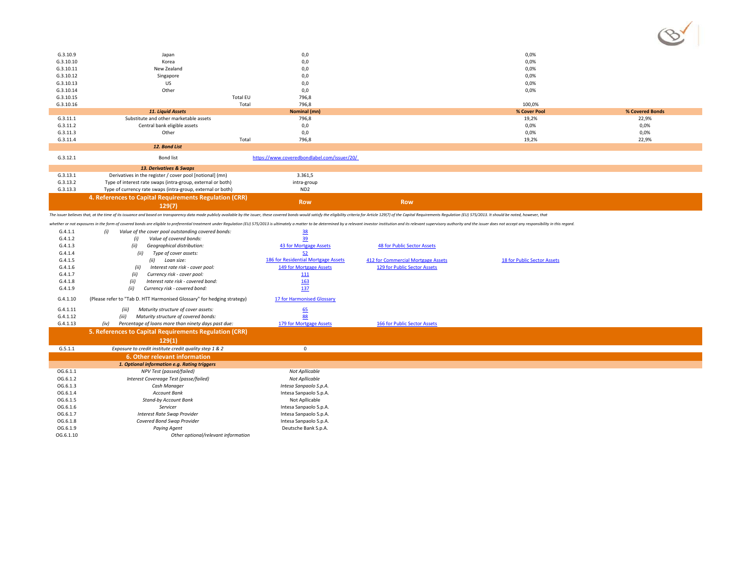| | | | | | |
|---|---|---|---|---|---|
| G.3.10.9 | Japan | | 0,0 | 0,0% | |
| G.3.10.10 | Korea | | 0,0 | 0,0% | |
| G.3.10.11 | New Zealand | | 0,0 | 0,0% | |
| G.3.10.12 | Singapore | | 0,0 | 0,0% | |
| G.3.10.13 | US | | 0,0 | 0,0% | |
| G.3.10.14 | Other | | 0,0 | 0,0% | |
| G.3.10.15 | | Total EU | 796,8 | | |
| G.3.10.16 | | Total | 796,8 | 100,0% | |

| | 11. Liquid Assets | | Nominal (mn) | % Cover Pool | % Covered Bonds |
|---|---|---|---|---|---|
| G.3.11.1 | Substitute and other marketable assets | | 796,8 | 19,2% | 22,9% |
| G.3.11.2 | Central bank eligible assets | | 0,0 | 0,0% | 0,0% |
| G.3.11.3 | Other | | 0,0 | 0,0% | 0,0% |
| G.3.11.4 | | Total | 796,8 | 19,2% | 22,9% |

| | 12. Bond List | |
|---|---|---|
| G.3.12.1 | Bond list | https://www.coveredbondlabel.com/issuer/20/ |

| | 13. Derivatives & Swaps | |
|---|---|---|
| G.3.13.1 | Derivatives in the register / cover pool [notional] (mn) | 3.361,5 |
| G.3.13.2 | Type of interest rate swaps (intra-group, external or both) | intra-group |
| G.3.13.3 | Type of currency rate swaps (intra-group, external or both) | ND2 |

## 4. References to Capital Requirements Regulation (CRR) 129(7)

*The issuer believes that, at the time of its issuance and based on transparency data made publicly available by the issuer, these covered bonds would satisfy the eligibility criteria for Article 129(7) of the Capital Requirements Regulation (EU) 575/2013. It should be noted, however, that whether or not exposures in the form of covered bonds are eligible to preferential treatment under Regulation (EU) 575/2013 is ultimately a matter to be determined by a relevant investor institution and its relevant supervisory authority and the issuer does not accept any responsibility in this regard.*

| | | Row | Row | |
|---|---|---|---|---|
| G.4.1.1 | *(i) Value of the cover pool outstanding covered bonds:* | 38 | | |
| G.4.1.2 | *(i) Value of covered bonds:* | 39 | | |
| G.4.1.3 | *(ii) Geographical distribution:* | 43 for Mortgage Assets | 48 for Public Sector Assets | |
| G.4.1.4 | *(ii) Type of cover assets:* | 52 | | |
| G.4.1.5 | *(ii) Loan size:* | 186 for Residential Mortgage Assets | 412 for Commercial Mortgage Assets | 18 for Public Sector Assets |
| G.4.1.6 | *(ii) Interest rate risk - cover pool:* | 149 for Mortgage Assets | 129 for Public Sector Assets | |
| G.4.1.7 | *(ii) Currency risk - cover pool:* | 111 | | |
| G.4.1.8 | *(ii) Interest rate risk - covered bond:* | 163 | | |
| G.4.1.9 | *(ii) Currency risk - covered bond:* | 137 | | |
| G.4.1.10 | (Please refer to "Tab D. HTT Harmonised Glossary" for hedging strategy) | 17 for Harmonised Glossary | | |
| G.4.1.11 | *(iii) Maturity structure of cover assets:* | 65 | | |
| G.4.1.12 | *(iii) Maturity structure of covered bonds:* | 88 | | |
| G.4.1.13 | *(iv) Percentage of loans more than ninety days past due:* | 179 for Mortgage Assets | 166 for Public Sector Assets | |

## 5. References to Capital Requirements Regulation (CRR) 129(1)

| | | |
|---|---|---|
| G.5.1.1 | *Exposure to credit institute credit quality step 1 & 2* | 0 |

## 6. Other relevant information

| | 1. Optional information e.g. Rating triggers | |
|---|---|---|
| OG.6.1.1 | *NPV Test (passed/failed)* | *Not Applicable* |
| OG.6.1.2 | *Interest Covereage Test (passe/failed)* | *Not Apllicable* |
| OG.6.1.3 | *Cash Manager* | *Intesa Sanpaolo S.p.A.* |
| OG.6.1.4 | *Account Bank* | *Intesa Sanpaolo S.p.A.* |
| OG.6.1.5 | *Stand-by Account Bank* | Not Apllicable |
| OG.6.1.6 | *Servicer* | Intesa Sanpaolo S.p.A. |
| OG.6.1.7 | *Interest Rate Swap Provider* | Intesa Sanpaolo S.p.A. |
| OG.6.1.8 | *Covered Bond Swap Provider* | Intesa Sanpaolo S.p.A. |
| OG.6.1.9 | *Paying Agent* | Deutsche Bank S.p.A. |
| OG.6.1.10 | *Other optional/relevant information* | |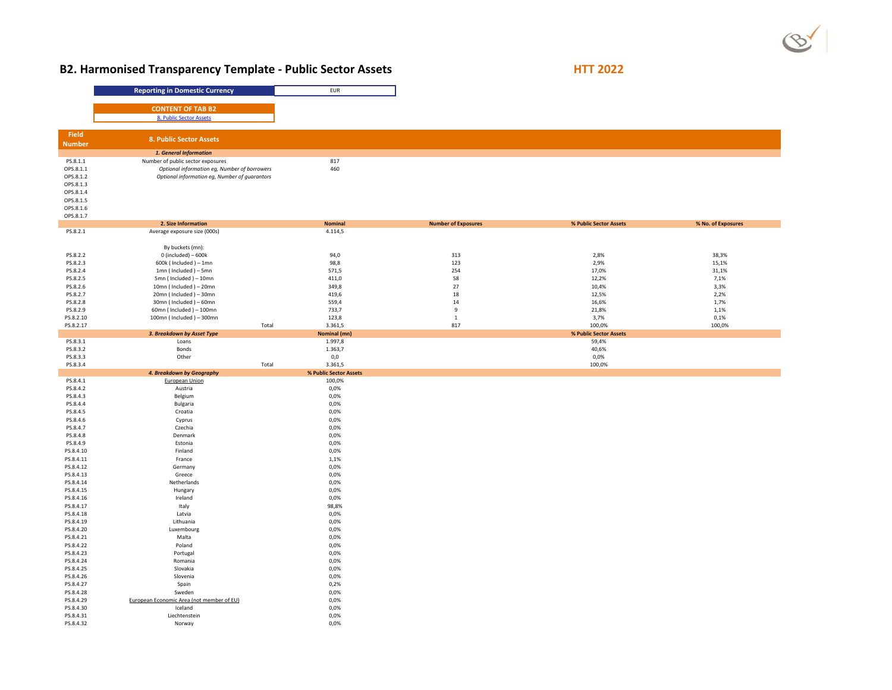# B2. Harmonised Transparency Template - Public Sector Assets

**HTT 2022**

| Reporting in Domestic Currency | EUR |
|---|---|

**CONTENT OF TAB B2**

8. Public Sector Assets

| Field Number | 8. Public Sector Assets | | | | |
|---|---|---|---|---|---|
| | *1. General Information* | | | | |
| PS.8.1.1 | Number of public sector exposures | 817 | | | |
| OPS.8.1.1 | *Optional information eg, Number of borrowers* | 460 | | | |
| OPS.8.1.2 | *Optional information eg, Number of guarantors* | | | | |
| OPS.8.1.3 | | | | | |
| OPS.8.1.4 | | | | | |
| OPS.8.1.5 | | | | | |
| OPS.8.1.6 | | | | | |
| OPS.8.1.7 | | | | | |
| | **2. Size Information** | **Nominal** | **Number of Exposures** | **% Public Sector Assets** | **% No. of Exposures** |
| PS.8.2.1 | Average exposure size (000s) | 4.114,5 | | | |
| | By buckets (mn): | | | | |
| PS.8.2.2 | 0 (included) – 600k | 94,0 | 313 | 2,8% | 38,3% |
| PS.8.2.3 | 600k ( Included ) – 1mn | 98,8 | 123 | 2,9% | 15,1% |
| PS.8.2.4 | 1mn ( Included ) – 5mn | 571,5 | 254 | 17,0% | 31,1% |
| PS.8.2.5 | 5mn ( Included ) – 10mn | 411,0 | 58 | 12,2% | 7,1% |
| PS.8.2.6 | 10mn ( Included ) – 20mn | 349,8 | 27 | 10,4% | 3,3% |
| PS.8.2.7 | 20mn ( Included ) – 30mn | 419,6 | 18 | 12,5% | 2,2% |
| PS.8.2.8 | 30mn ( Included ) – 60mn | 559,4 | 14 | 16,6% | 1,7% |
| PS.8.2.9 | 60mn ( Included ) – 100mn | 733,7 | 9 | 21,8% | 1,1% |
| PS.8.2.10 | 100mn ( Included ) – 300mn | 123,8 | 1 | 3,7% | 0,1% |
| PS.8.2.17 | Total | 3.361,5 | 817 | 100,0% | 100,0% |
| | ***3. Breakdown by Asset Type*** | **Nominal (mn)** | | **% Public Sector Assets** | |
| PS.8.3.1 | Loans | 1.997,8 | | 59,4% | |
| PS.8.3.2 | Bonds | 1.363,7 | | 40,6% | |
| PS.8.3.3 | Other | 0,0 | | 0,0% | |
| PS.8.3.4 | Total | 3.361,5 | | 100,0% | |
| | ***4. Breakdown by Geography*** | **% Public Sector Assets** | | | |
| PS.8.4.1 | European Union | 100,0% | | | |
| PS.8.4.2 | Austria | 0,0% | | | |
| PS.8.4.3 | Belgium | 0,0% | | | |
| PS.8.4.4 | Bulgaria | 0,0% | | | |
| PS.8.4.5 | Croatia | 0,0% | | | |
| PS.8.4.6 | Cyprus | 0,0% | | | |
| PS.8.4.7 | Czechia | 0,0% | | | |
| PS.8.4.8 | Denmark | 0,0% | | | |
| PS.8.4.9 | Estonia | 0,0% | | | |
| PS.8.4.10 | Finland | 0,0% | | | |
| PS.8.4.11 | France | 1,1% | | | |
| PS.8.4.12 | Germany | 0,0% | | | |
| PS.8.4.13 | Greece | 0,0% | | | |
| PS.8.4.14 | Netherlands | 0,0% | | | |
| PS.8.4.15 | Hungary | 0,0% | | | |
| PS.8.4.16 | Ireland | 0,0% | | | |
| PS.8.4.17 | Italy | 98,8% | | | |
| PS.8.4.18 | Latvia | 0,0% | | | |
| PS.8.4.19 | Lithuania | 0,0% | | | |
| PS.8.4.20 | Luxembourg | 0,0% | | | |
| PS.8.4.21 | Malta | 0,0% | | | |
| PS.8.4.22 | Poland | 0,0% | | | |
| PS.8.4.23 | Portugal | 0,0% | | | |
| PS.8.4.24 | Romania | 0,0% | | | |
| PS.8.4.25 | Slovakia | 0,0% | | | |
| PS.8.4.26 | Slovenia | 0,0% | | | |
| PS.8.4.27 | Spain | 0,2% | | | |
| PS.8.4.28 | Sweden | 0,0% | | | |
| PS.8.4.29 | European Economic Area (not member of EU) | 0,0% | | | |
| PS.8.4.30 | Iceland | 0,0% | | | |
| PS.8.4.31 | Liechtenstein | 0,0% | | | |
| PS.8.4.32 | Norway | 0,0% | | | |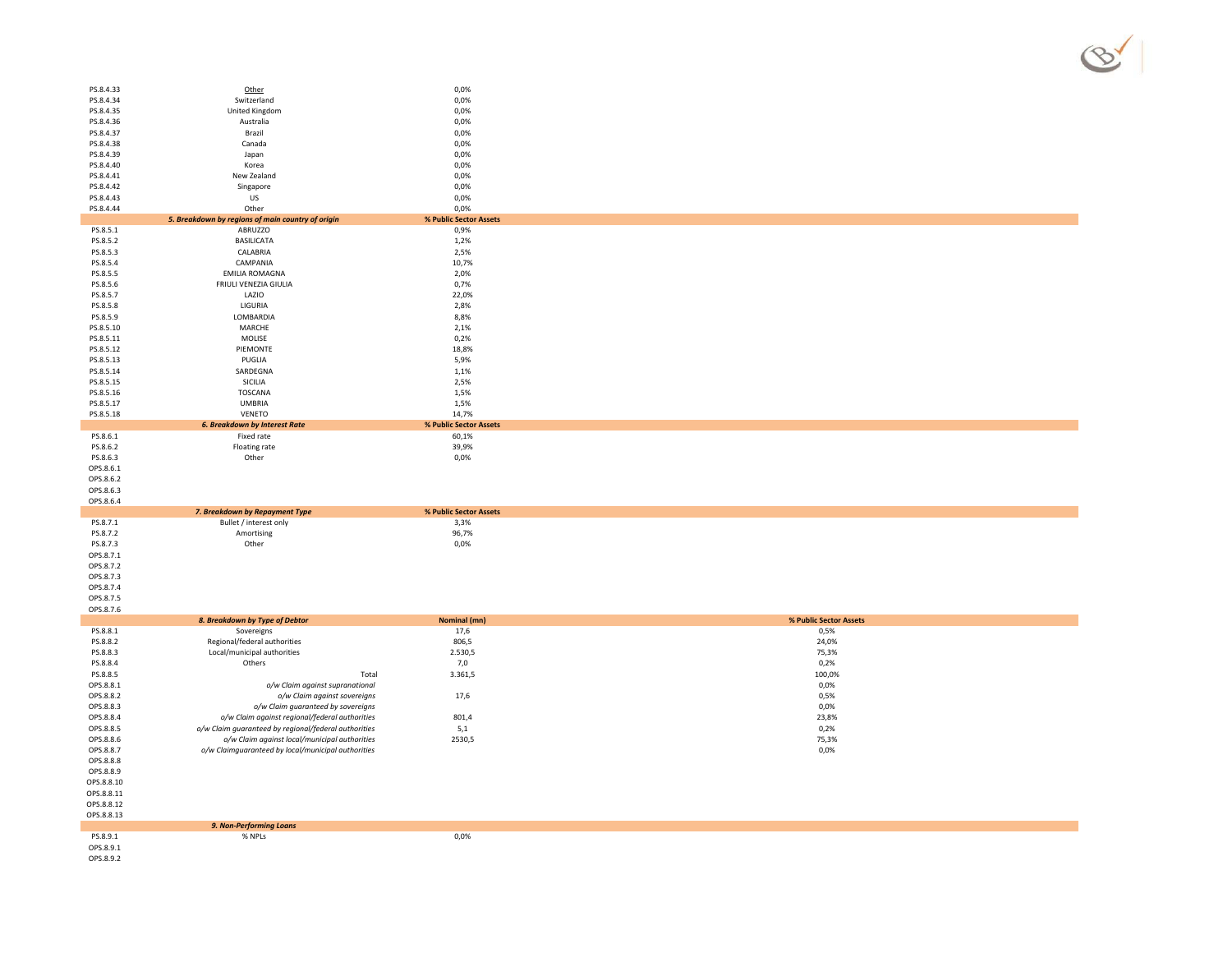| | | |
|---|---|---|
| PS.8.4.33 | Other | 0,0% |
| PS.8.4.34 | Switzerland | 0,0% |
| PS.8.4.35 | United Kingdom | 0,0% |
| PS.8.4.36 | Australia | 0,0% |
| PS.8.4.37 | Brazil | 0,0% |
| PS.8.4.38 | Canada | 0,0% |
| PS.8.4.39 | Japan | 0,0% |
| PS.8.4.40 | Korea | 0,0% |
| PS.8.4.41 | New Zealand | 0,0% |
| PS.8.4.42 | Singapore | 0,0% |
| PS.8.4.43 | US | 0,0% |
| PS.8.4.44 | Other | 0,0% |

| | ***5. Breakdown by regions of main country of origin*** | **% Public Sector Assets** |
|---|---|---|
| PS.8.5.1 | ABRUZZO | 0,9% |
| PS.8.5.2 | BASILICATA | 1,2% |
| PS.8.5.3 | CALABRIA | 2,5% |
| PS.8.5.4 | CAMPANIA | 10,7% |
| PS.8.5.5 | EMILIA ROMAGNA | 2,0% |
| PS.8.5.6 | FRIULI VENEZIA GIULIA | 0,7% |
| PS.8.5.7 | LAZIO | 22,0% |
| PS.8.5.8 | LIGURIA | 2,8% |
| PS.8.5.9 | LOMBARDIA | 8,8% |
| PS.8.5.10 | MARCHE | 2,1% |
| PS.8.5.11 | MOLISE | 0,2% |
| PS.8.5.12 | PIEMONTE | 18,8% |
| PS.8.5.13 | PUGLIA | 5,9% |
| PS.8.5.14 | SARDEGNA | 1,1% |
| PS.8.5.15 | SICILIA | 2,5% |
| PS.8.5.16 | TOSCANA | 1,5% |
| PS.8.5.17 | UMBRIA | 1,5% |
| PS.8.5.18 | VENETO | 14,7% |

| | ***6. Breakdown by Interest Rate*** | **% Public Sector Assets** |
|---|---|---|
| PS.8.6.1 | Fixed rate | 60,1% |
| PS.8.6.2 | Floating rate | 39,9% |
| PS.8.6.3 | Other | 0,0% |
| OPS.8.6.1 | | |
| OPS.8.6.2 | | |
| OPS.8.6.3 | | |
| OPS.8.6.4 | | |

| | ***7. Breakdown by Repayment Type*** | **% Public Sector Assets** |
|---|---|---|
| PS.8.7.1 | Bullet / interest only | 3,3% |
| PS.8.7.2 | Amortising | 96,7% |
| PS.8.7.3 | Other | 0,0% |
| OPS.8.7.1 | | |
| OPS.8.7.2 | | |
| OPS.8.7.3 | | |
| OPS.8.7.4 | | |
| OPS.8.7.5 | | |
| OPS.8.7.6 | | |

| | ***8. Breakdown by Type of Debtor*** | **Nominal (mn)** | **% Public Sector Assets** |
|---|---|---|---|
| PS.8.8.1 | Sovereigns | 17,6 | 0,5% |
| PS.8.8.2 | Regional/federal authorities | 806,5 | 24,0% |
| PS.8.8.3 | Local/municipal authorities | 2.530,5 | 75,3% |
| PS.8.8.4 | Others | 7,0 | 0,2% |
| PS.8.8.5 | Total | 3.361,5 | 100,0% |
| OPS.8.8.1 | *o/w Claim against supranational* | | 0,0% |
| OPS.8.8.2 | *o/w Claim against sovereigns* | 17,6 | 0,5% |
| OPS.8.8.3 | *o/w Claim guaranteed by sovereigns* | | 0,0% |
| OPS.8.8.4 | *o/w Claim against regional/federal authorities* | 801,4 | 23,8% |
| OPS.8.8.5 | *o/w Claim guaranteed by regional/federal authorities* | 5,1 | 0,2% |
| OPS.8.8.6 | *o/w Claim against local/municipal authorities* | 2530,5 | 75,3% |
| OPS.8.8.7 | *o/w Claimguaranteed by local/municipal authorities* | | 0,0% |
| OPS.8.8.8 | | | |
| OPS.8.8.9 | | | |
| OPS.8.8.10 | | | |
| OPS.8.8.11 | | | |
| OPS.8.8.12 | | | |
| OPS.8.8.13 | | | |

| | ***9. Non-Performing Loans*** | |
|---|---|---|
| PS.8.9.1 | % NPLs | 0,0% |
| OPS.8.9.1 | | |
| OPS.8.9.2 | | |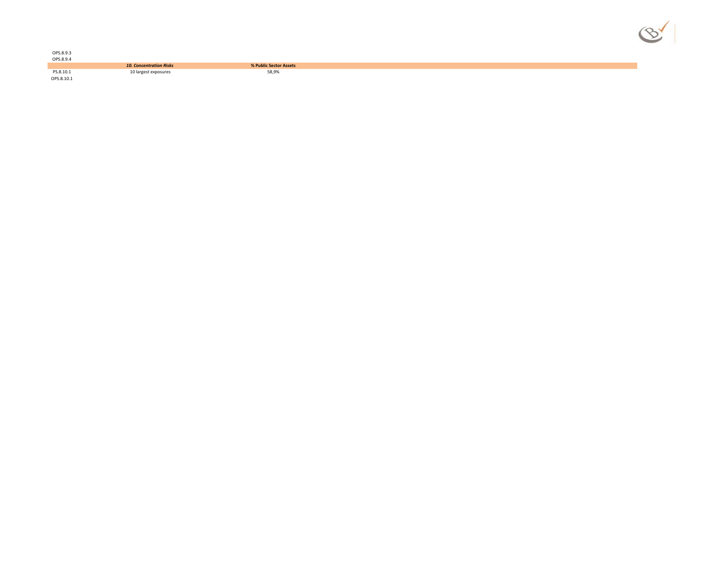OPS.8.9.3

OPS.8.9.4

| | *10. Concentration Risks* | % Public Sector Assets |
|---|---|---|
| PS.8.10.1 | 10 largest exposures | 58,9% |
| OPS.8.10.1 | | |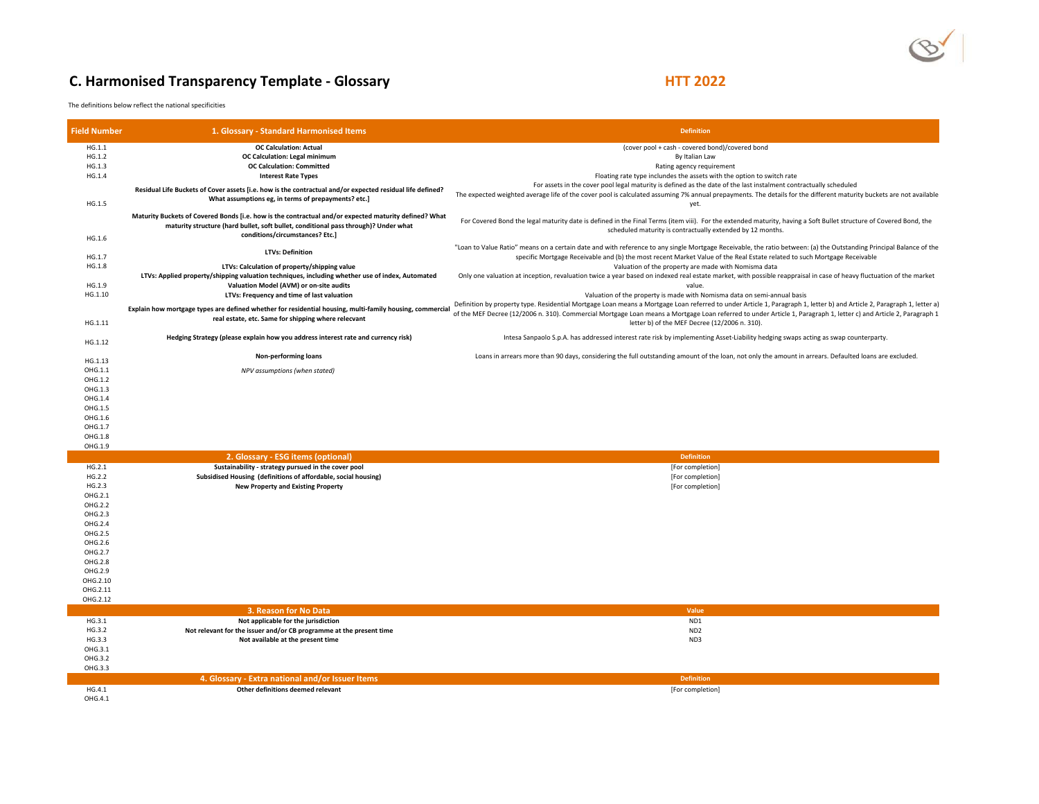# C. Harmonised Transparency Template - Glossary

**HTT 2022**

The definitions below reflect the national specificities

| Field Number | 1. Glossary - Standard Harmonised Items | Definition |
|---|---|---|
| HG.1.1 | **OC Calculation: Actual** | (cover pool + cash - covered bond)/covered bond |
| HG.1.2 | **OC Calculation: Legal minimum** | By Italian Law |
| HG.1.3 | **OC Calculation: Committed** | Rating agency requirement |
| HG.1.4 | **Interest Rate Types** | Floating rate type inclundes the assets with the option to switch rate |
| HG.1.5 | **Residual Life Buckets of Cover assets [i.e. how is the contractual and/or expected residual life defined? What assumptions eg, in terms of prepayments? etc.]** | For assets in the cover pool legal maturity is defined as the date of the last instalment contractually scheduled The expected weighted average life of the cover pool is calculated assuming 7% annual prepayments. The details for the different maturity buckets are not available yet. |
| HG.1.6 | **Maturity Buckets of Covered Bonds [i.e. how is the contractual and/or expected maturity defined? What maturity structure (hard bullet, soft bullet, conditional pass through)? Under what conditions/circumstances? Etc.]** | For Covered Bond the legal maturity date is defined in the Final Terms (item viii). For the extended maturity, having a Soft Bullet structure of Covered Bond, the scheduled maturity is contractually extended by 12 months. |
| HG.1.7 | **LTVs: Definition** | "Loan to Value Ratio" means on a certain date and with reference to any single Mortgage Receivable, the ratio between: (a) the Outstanding Principal Balance of the specific Mortgage Receivable and (b) the most recent Market Value of the Real Estate related to such Mortgage Receivable |
| HG.1.8 | **LTVs: Calculation of property/shipping value** | Valuation of the property are made with Nomisma data |
| HG.1.9 | **LTVs: Applied property/shipping valuation techniques, including whether use of index, Automated Valuation Model (AVM) or on-site audits** | Only one valuation at inception, revaluation twice a year based on indexed real estate market, with possible reappraisal in case of heavy fluctuation of the market value. |
| HG.1.10 | **LTVs: Frequency and time of last valuation** | Valuation of the property is made with Nomisma data on semi-annual basis |
| HG.1.11 | **Explain how mortgage types are defined whether for residential housing, multi-family housing, commercial real estate, etc. Same for shipping where relecvant** | Definition by property type. Residential Mortgage Loan means a Mortgage Loan referred to under Article 1, Paragraph 1, letter b) and Article 2, Paragraph 1, letter a) of the MEF Decree (12/2006 n. 310). Commercial Mortgage Loan means a Mortgage Loan referred to under Article 1, Paragraph 1, letter c) and Article 2, Paragraph 1 letter b) of the MEF Decree (12/2006 n. 310). |
| HG.1.12 | **Hedging Strategy (please explain how you address interest rate and currency risk)** | Intesa Sanpaolo S.p.A. has addressed interest rate risk by implementing Asset-Liability hedging swaps acting as swap counterparty. |
| HG.1.13 | **Non-performing loans** | Loans in arrears more than 90 days, considering the full outstanding amount of the loan, not only the amount in arrears. Defaulted loans are excluded. |
| OHG.1.1 | *NPV assumptions (when stated)* | |
| OHG.1.2 | | |
| OHG.1.3 | | |
| OHG.1.4 | | |
| OHG.1.5 | | |
| OHG.1.6 | | |
| OHG.1.7 | | |
| OHG.1.8 | | |
| OHG.1.9 | | |
| | **2. Glossary - ESG items (optional)** | **Definition** |
| HG.2.1 | **Sustainability - strategy pursued in the cover pool** | [For completion] |
| HG.2.2 | **Subsidised Housing (definitions of affordable, social housing)** | [For completion] |
| HG.2.3 | **New Property and Existing Property** | [For completion] |
| OHG.2.1 | | |
| OHG.2.2 | | |
| OHG.2.3 | | |
| OHG.2.4 | | |
| OHG.2.5 | | |
| OHG.2.6 | | |
| OHG.2.7 | | |
| OHG.2.8 | | |
| OHG.2.9 | | |
| OHG.2.10 | | |
| OHG.2.11 | | |
| OHG.2.12 | | |
| | **3. Reason for No Data** | **Value** |
| HG.3.1 | **Not applicable for the jurisdiction** | ND1 |
| HG.3.2 | **Not relevant for the issuer and/or CB programme at the present time** | ND2 |
| HG.3.3 | **Not available at the present time** | ND3 |
| OHG.3.1 | | |
| OHG.3.2 | | |
| OHG.3.3 | | |
| | **4. Glossary - Extra national and/or Issuer Items** | **Definition** |
| HG.4.1 | **Other definitions deemed relevant** | [For completion] |
| OHG.4.1 | | |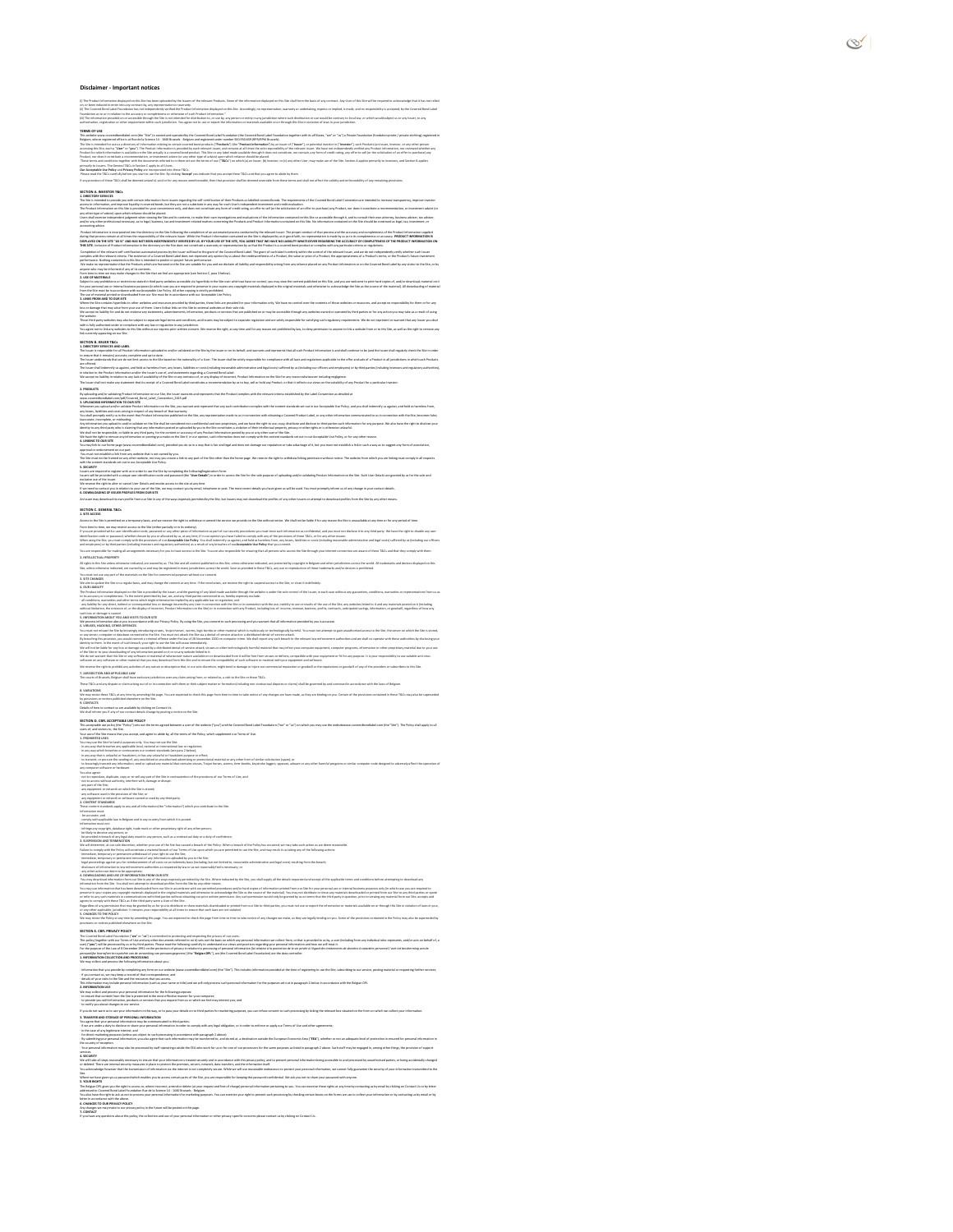# Disclaimer - Important notices

**TERMS OF USE**

**SECTION A. INVESTOR T&Cs**

**SECTION B. ISSUER T&Cs**

**SECTION C. GENERAL T&Cs**

**SECTION D. CBPL ACCEPTABLE USE POLICY**

**SECTION E. CBPL PRIVACY POLICY**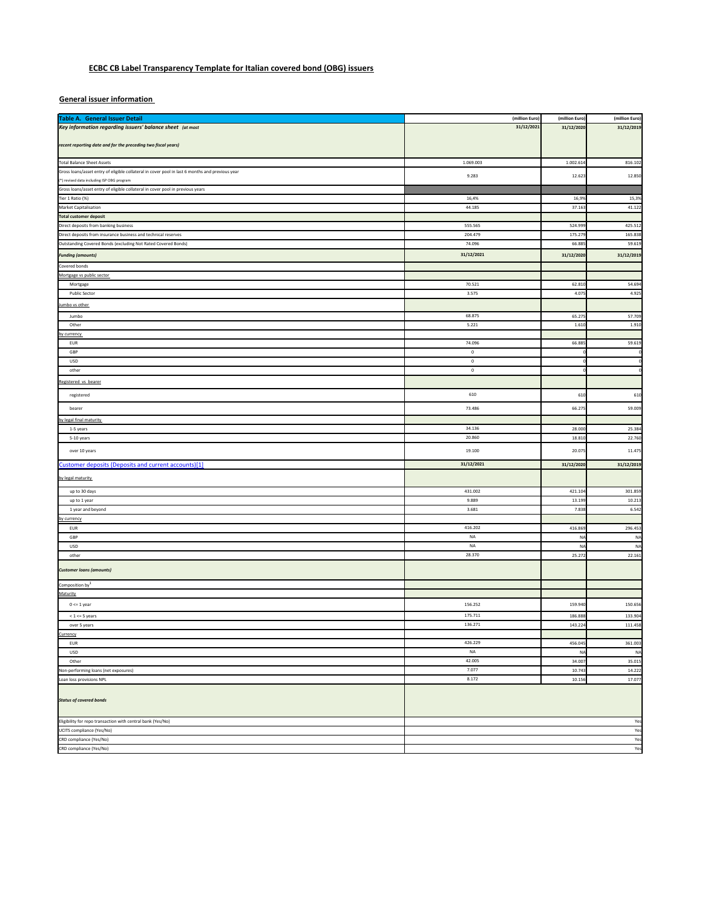# ECBC CB Label Transparency Template for Italian covered bond (OBG) issuers

## General issuer information

| Table A. General Issuer Detail | (million Euro) | (million Euro) | (million Euro) |
|---|---|---|---|
| *Key information regarding issuers' balance sheet (at most recent reporting date and for the preceding two fiscal years)* | 31/12/2021 | 31/12/2020 | 31/12/2019 |
| Total Balance Sheet Assets | 1.069.003 | 1.002.614 | 816.102 |
| Gross loans/asset entry of eligible collateral in cover pool in last 6 months and previous year (*) revised data including ISP OBG program | 9.283 | 12.623 | 12.850 |
| Gross loans/asset entry of eligible collateral in cover pool in previous years | | | |
| Tier 1 Ratio (%) | 16,4% | 16,9% | 15,3% |
| Market Capitalisation | 44.185 | 37.163 | 41.122 |
| **Total customer deposit** | | | |
| Direct deposits from banking business | 555.565 | 524.999 | 425.512 |
| Direct deposits from insurance business and technical reserves | 204.479 | 175.279 | 165.838 |
| Outstanding Covered Bonds (excluding Not Rated Covered Bonds) | 74.096 | 66.885 | 59.619 |
| *Funding (amounts)* | 31/12/2021 | 31/12/2020 | 31/12/2019 |
| Covered bonds | | | |
| Mortgage vs public sector | | | |
| Mortgage | 70.521 | 62.810 | 54.694 |
| Public Sector | 3.575 | 4.075 | 4.925 |
| Jumbo vs other | | | |
| Jumbo | 68.875 | 65.275 | 57.709 |
| Other | 5.221 | 1.610 | 1.910 |
| by currency | | | |
| EUR | 74.096 | 66.885 | 59.619 |
| GBP | 0 | 0 | 0 |
| USD | 0 | 0 | 0 |
| other | 0 | 0 | 0 |
| Registered vs bearer | | | |
| registered | 610 | 610 | 610 |
| bearer | 73.486 | 66.275 | 59.009 |
| by legal final maturity | | | |
| 1-5 years | 34.136 | 28.000 | 25.384 |
| 5-10 years | 20.860 | 18.810 | 22.760 |
| over 10 years | 19.100 | 20.075 | 11.475 |
| Customer deposits (Deposits and current accounts)[1] | 31/12/2021 | 31/12/2020 | 31/12/2019 |
| by legal maturity | | | |
| up to 30 days | 431.002 | 421.104 | 301.859 |
| up to 1 year | 9.889 | 13.199 | 10.213 |
| 1 year and beyond | 3.681 | 7.838 | 6.542 |
| by currency | | | |
| EUR | 416.202 | 416.869 | 296.453 |
| GBP | NA | NA | NA |
| USD | NA | NA | NA |
| other | 28.370 | 25.272 | 22.161 |
| *Customer loans (amounts)* | | | |
| Composition by[1] | | | |
| Maturity | | | |
| 0 <= 1 year | 156.252 | 159.940 | 150.656 |
| < 1 <= 5 years | 175.711 | 186.888 | 133.904 |
| over 5 years | 136.271 | 143.224 | 111.458 |
| Currency | | | |
| EUR | 426.229 | 456.045 | 361.003 |
| USD | NA | NA | NA |
| Other | 42.005 | 34.007 | 35.015 |
| Non-performing loans (net exposures) | 7.077 | 10.743 | 14.222 |
| Loan loss provisions NPL | 8.172 | 10.156 | 17.077 |
| *Status of covered bonds* | | | |
| Eligibility for repo transaction with central bank (Yes/No) | Yes | | |
| UCITS compliance (Yes/No) | Yes | | |
| CRD compliance (Yes/No) | Yes | | |
| CRD compliance (Yes/No) | Yes | | |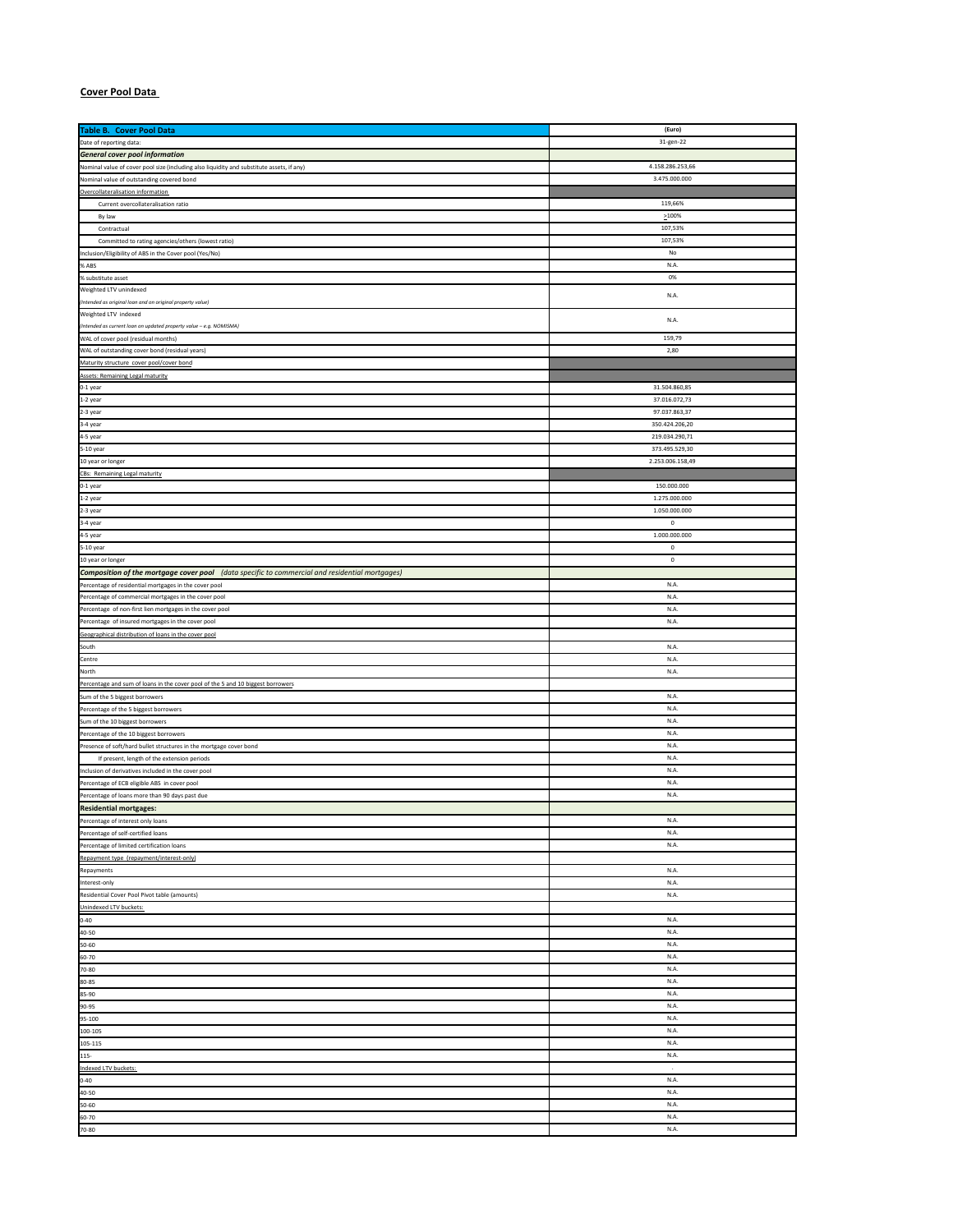**Cover Pool Data**

| Table B. Cover Pool Data | (Euro) |
|---|---|
| Date of reporting data: | 31-gen-22 |
| ***General cover pool information*** | |
| Nominal value of cover pool size (including also liquidity and substitute assets, if any) | 4.158.286.253,66 |
| Nominal value of outstanding covered bond | 3.475.000.000 |
| Overcollateralisation information | |
| Current overcollateralisation ratio | 119,66% |
| By law | >100% |
| Contractual | 107,53% |
| Committed to rating agencies/others (lowest ratio) | 107,53% |
| Inclusion/Eligibility of ABS in the Cover pool (Yes/No) | No |
| % ABS | N.A. |
| % substitute asset | 0% |
| Weighted LTV unindexed *(intended as original loan and an original property value)* | N.A. |
| Weighted LTV indexed *(intended as current loan an updated property value – e.g. NOMISMA)* | N.A. |
| WAL of cover pool (residual months) | 159,79 |
| WAL of outstanding cover bond (residual years) | 2,80 |
| Maturity structure cover pool/cover bond | |
| Assets: Remaining Legal maturity | |
| 0-1 year | 31.504.860,85 |
| 1-2 year | 37.016.072,73 |
| 2-3 year | 97.037.863,37 |
| 3-4 year | 350.424.206,20 |
| 4-5 year | 219.034.290,71 |
| 5-10 year | 373.495.529,30 |
| 10 year or longer | 2.253.006.158,49 |
| CBs: Remaining Legal maturity | |
| 0-1 year | 150.000.000 |
| 1-2 year | 1.275.000.000 |
| 2-3 year | 1.050.000.000 |
| 3-4 year | 0 |
| 4-5 year | 1.000.000.000 |
| 5-10 year | 0 |
| 10 year or longer | 0 |
| ***Composition of the mortgage cover pool*** *(data specific to commercial and residential mortgages)* | |
| Percentage of residential mortgages in the cover pool | N.A. |
| Percentage of commercial mortgages in the cover pool | N.A. |
| Percentage of non-first lien mortgages in the cover pool | N.A. |
| Percentage of insured mortgages in the cover pool | N.A. |
| Geographical distribution of loans in the cover pool | |
| South | N.A. |
| Centre | N.A. |
| North | N.A. |
| Percentage and sum of loans in the cover pool of the 5 and 10 biggest borrowers | |
| Sum of the 5 biggest borrowers | N.A. |
| Percentage of the 5 biggest borrowers | N.A. |
| Sum of the 10 biggest borrowers | N.A. |
| Percentage of the 10 biggest borrowers | N.A. |
| Presence of soft/hard bullet structures in the mortgage cover bond | N.A. |
| If present, length of the extension periods | N.A. |
| Inclusion of derivatives included in the cover pool | N.A. |
| Percentage of ECB eligible ABS in cover pool | N.A. |
| Percentage of loans more than 90 days past due | N.A. |
| **Residential mortgages:** | |
| Percentage of interest only loans | N.A. |
| Percentage of self-certified loans | N.A. |
| Percentage of limited certification loans | N.A. |
| Repayment type (repayment/interest-only) | |
| Repayments | N.A. |
| Interest-only | N.A. |
| Residential Cover Pool Pivot table (amounts) | N.A. |
| Unindexed LTV buckets: | |
| 0-40 | N.A. |
| 40-50 | N.A. |
| 50-60 | N.A. |
| 60-70 | N.A. |
| 70-80 | N.A. |
| 80-85 | N.A. |
| 85-90 | N.A. |
| 90-95 | N.A. |
| 95-100 | N.A. |
| 100-105 | N.A. |
| 105-115 | N.A. |
| 115- | N.A. |
| Indexed LTV buckets: | - |
| 0-40 | N.A. |
| 40-50 | N.A. |
| 50-60 | N.A. |
| 60-70 | N.A. |
| 70-80 | N.A. |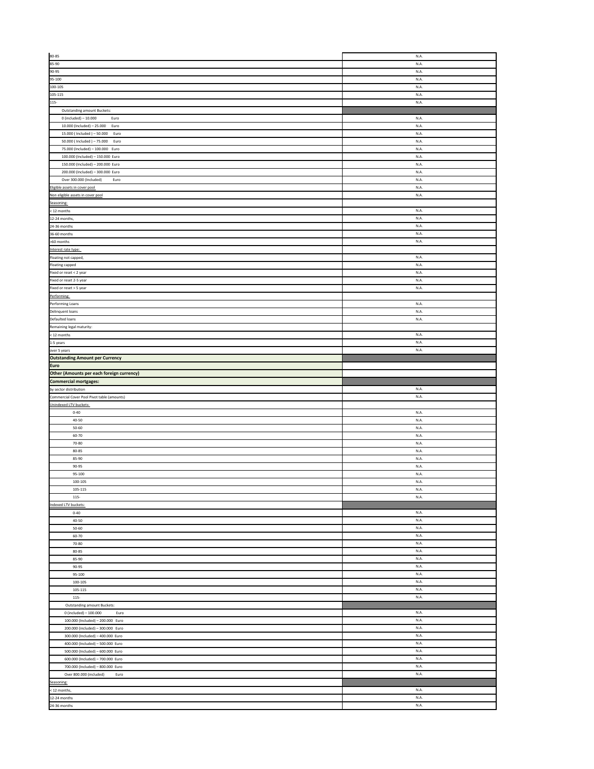| | |
|---|---|
| 80-85 | N.A. |
| 85-90 | N.A. |
| 90-95 | N.A. |
| 95-100 | N.A. |
| 100-105 | N.A. |
| 105-115 | N.A. |
| 115- | N.A. |
| Outstanding amount Buckets: | |
| 0 (included) – 10.000 Euro | N.A. |
| 10.000 (Included) – 25.000 Euro | N.A. |
| 15.000 ( Included ) – 50.000 Euro | N.A. |
| 50.000 ( Included ) – 75.000 Euro | N.A. |
| 75.000 (Included) – 100.000 Euro | N.A. |
| 100.000 (Included) – 150.000 Euro | N.A. |
| 150.000 (Included) – 200.000 Euro | N.A. |
| 200.000 (Included) – 300.000 Euro | N.A. |
| Over 300.000 (Included) Euro | N.A. |
| Eligible assets in cover pool | N.A. |
| Non eligible assets in cover pool | N.A. |
| Seasoning: | |
| < 12 months | N.A. |
| 12-24 months, | N.A. |
| 24-36 months | N.A. |
| 36-60 months | N.A. |
| >60 months | N.A. |
| Interest rate type: | |
| Floating not capped, | N.A. |
| Floating capped | N.A. |
| Fixed or reset < 2 year | N.A. |
| Fixed or reset 2-5 year | N.A. |
| Fixed or reset > 5 year | N.A. |
| Performing: | |
| Performing Loans | N.A. |
| Delinquent loans | N.A. |
| Defaulted loans | N.A. |
| Remaining legal maturity: | |
| < 12 months | N.A. |
| 1-5 years | N.A. |
| over 5 years | N.A. |
| **Outstanding Amount per Currency** | |
| **Euro** | |
| **Other (Amounts per each foreign currency)** | |
| **Commercial mortgages:** | |
| by sector distribution | N.A. |
| Commercial Cover Pool Pivot table (amounts) | N.A. |
| Unindexed LTV buckets: | |
| 0-40 | N.A. |
| 40-50 | N.A. |
| 50-60 | N.A. |
| 60-70 | N.A. |
| 70-80 | N.A. |
| 80-85 | N.A. |
| 85-90 | N.A. |
| 90-95 | N.A. |
| 95-100 | N.A. |
| 100-105 | N.A. |
| 105-115 | N.A. |
| 115- | N.A. |
| Indexed LTV buckets: | |
| 0-40 | N.A. |
| 40-50 | N.A. |
| 50-60 | N.A. |
| 60-70 | N.A. |
| 70-80 | N.A. |
| 80-85 | N.A. |
| 85-90 | N.A. |
| 90-95 | N.A. |
| 95-100 | N.A. |
| 100-105 | N.A. |
| 105-115 | N.A. |
| 115- | N.A. |
| Outstanding amount Buckets: | |
| 0 (included) – 100.000 Euro | N.A. |
| 100.000 (Included) – 200.000 Euro | N.A. |
| 200.000 (included) – 300.000 Euro | N.A. |
| 300.000 (Included) – 400.000 Euro | N.A. |
| 400.000 (Included) – 500.000 Euro | N.A. |
| 500.000 (Included) – 600.000 Euro | N.A. |
| 600.000 (Included) – 700.000 Euro | N.A. |
| 700.000 (Included) – 800.000 Euro | N.A. |
| Over 800.000 (included) Euro | N.A. |
| Seasoning: | |
| < 12 months, | N.A. |
| 12-24 months | N.A. |
| 24-36 months | N.A. |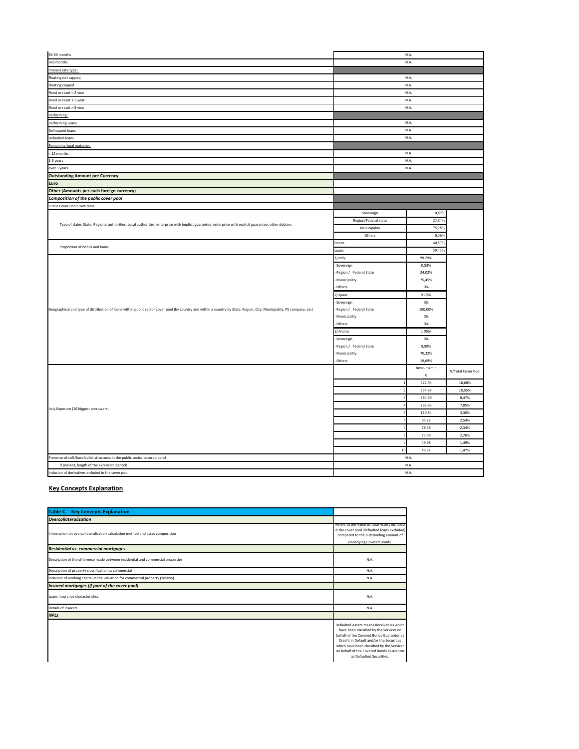| | | | |
|---|---|---|---|
| 36-60 months | N.A. | | |
| >60 months | N.A. | | |
| Interest rate type: | | | |
| Floating not capped, | N.A. | | |
| Floating capped | N.A. | | |
| Fixed or reset < 2 year | N.A. | | |
| Fixed or reset 2-5 year | N.A. | | |
| Fixed or reset > 5 year | N.A. | | |
| Performing: | | | |
| Performing Loans | N.A. | | |
| Delinquent loans | N.A. | | |
| Defaulted loans | N.A. | | |
| Remaining legal maturity: | | | |
| < 12 months | N.A. | | |
| 1-5 years | N.A. | | |
| over 5 years | N.A. | | |
| **Outstanding Amount per Currency** | | | |
| **Euro** | | | |
| **Other (Amounts per each foreign currency)** | | | |
| ***Composition of the public cover pool*** | | | |
| Public Cover Pool Pivot table | | | |
| Type of claim: State, Regional authorities, Local authorities, enterprise with implicit guarantee, enterprise with explicit guarantee, other debtors | Sovereign | 0,52% | |
| | Region/Federal state | 23,84% | |
| | Municipality | 75,28% | |
| | Others | 0,36% | |
| Proportion of bonds and loans | Bonds | 40,57% | |
| | Loans | 59,43% | |
| Geographical and type of distribution of loans within public sector cover pool (by country and within a country by State, Region, City, Municipality, PS company, etc) | *1) Italy* | *98,79%* | |
| | - Sovereign | 0,53% | |
| | - Region / Federal State | 24,02% | |
| | - Municipality | 75,45% | |
| | - Others | 0% | |
| | *2) Spain* | *0,15%* | |
| | - Sovereign | 0% | |
| | - Region / Federal State | 100,00% | |
| | - Municipality | 0% | |
| | - Others | 0% | |
| | *3) France* | *1,06%* | |
| | - Sovereign | 0% | |
| | - Region / Federal State | 9,99% | |
| | - Municipality | 70,32% | |
| | - Others | 19,69% | |
| Italy Exposure (10 biggest borrowers) | | Amount/mln € | %/Total Cover Pool |
| | 1 | 627,93 | 18,68% |
| | 2 | 354,67 | 10,55% |
| | 3 | 284,69 | 8,47% |
| | 4 | 263,83 | 7,85% |
| | 5 | 110,84 | 3,30% |
| | 6 | 85,22 | 2,54% |
| | 7 | 78,58 | 2,34% |
| | 8 | 75,98 | 2,26% |
| | 9 | 49,98 | 1,49% |
| | 10 | 49,31 | 1,47% |
| Presence of soft/hard bullet structures in the public sector covered bond | N.A. | | |
| If present, length of the extension periods | N.A. | | |
| Inclusion of derivatives included in the cover pool | N.A. | | |

## Key Concepts Explanation

| Table C. Key Concepts Explanation | |
|---|---|
| ***Overcollateralization*** | |
| Information on overcollateralization calculation method and asset composition | Refers to the value of total Assets included in the cover pool (defaulted loans excluded) compared to the outstanding amount of underlying Covered Bonds. |
| ***Residential vs. commercial mortgages*** | |
| Description of the difference made between residential and commercial properties | N.A. |
| Description of property classification as commercial | N.A. |
| Inclusion of working capital in the valuation for commercial property (Yes/No) | N.A. |
| ***Insured mortgages (if part of the cover pool)*** | |
| Loans insurance characteristics | N.A. |
| Details of insurers | N.A. |
| ***NPLs*** | |
| | Defaulted Assets means Receivables which have been classified by the Servicer on behalf of the Covered Bonds Guarantor as Crediti in Default and/or the Securities which have been classified by the Servicer on behalf of the Covered Bonds Guarantor as Defaulted Securities. |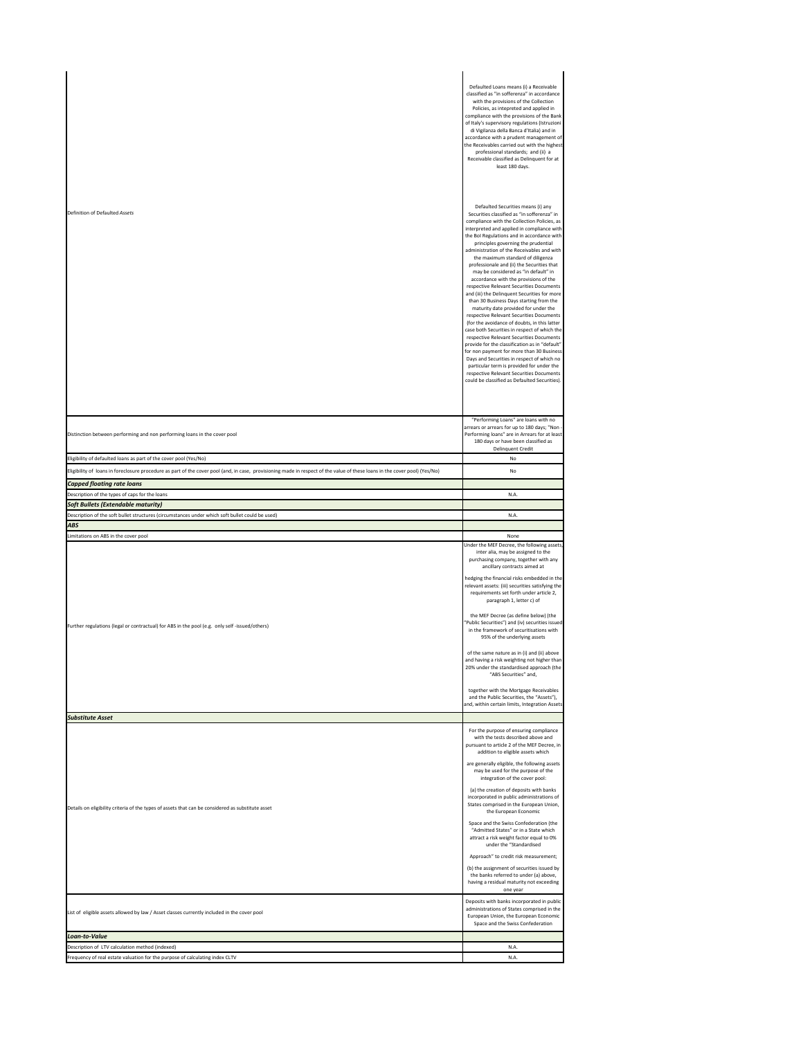| | |
|---|---|
| Definition of Defaulted *Assets* | Defaulted Loans means (i) a Receivable classified as "in sofferenza" in accordance with the provisions of the Collection Policies, as intepreted and applied in compliance with the provisions of the Bank of Italy's supervisory regulations (Istruzioni di Vigilanza della Banca d'Italia) and in accordance with a prudent management of the Receivables carried out with the highest professional standards; and (ii) a Receivable classified as Delinquent for at least 180 days.<br><br>Defaulted Securities means (i) any Securities classified as "in sofferenza" in compliance with the Collection Policies, as interpreted and applied in compliance with the BoI Regulations and in accordance with principles governing the prudential administration of the Receivables and with the maximum standard of diligenza professionale and (ii) the Securities that may be considered as "in default" in accordance with the provisions of the respective Relevant Securities Documents and (iii) the Delinquent Securities for more than 30 Business Days starting from the maturity date provided for under the respective Relevant Securities Documents (for the avoidance of doubts, in this latter case both Securities in respect of which the respective Relevant Securities Documents provide for the classification as in "default" for non payment for more than 30 Business Days and Securities in respect of which no particular term is provided for under the respective Relevant Securities Documents could be classified as Defaulted Securities). |
| Distinction between performing and non performing loans in the cover pool | "Performing Loans" are loans with no arrears or arrears for up to 180 days; "Non - Performing loans" are in Arrears for at least 180 days or have been classified as Delinquent Credit |
| Eligibility of defaulted loans as part of the cover pool (Yes/No) | No |
| Eligibility of loans in foreclosure procedure as part of the cover pool (and, in case, provisioning made in respect of the value of these loans in the cover pool) (Yes/No) | No |
| ***Capped floating rate loans*** | |
| Description of the types of caps for the loans | N.A. |
| ***Soft Bullets (Extendable maturity)*** | |
| Description of the soft bullet structures (circumstances under which soft bullet could be used) | N.A. |
| ***ABS*** | |
| Limitations on ABS in the cover pool | None |
| Further regulations (legal or contractual) for ABS in the pool (e.g. only self -issued/others) | Under the MEF Decree, the following assets, inter alia, may be assigned to the purchasing company, together with any ancillary contracts aimed at<br><br>hedging the financial risks embedded in the relevant assets: (iii) securities satisfying the requirements set forth under article 2, paragraph 1, letter c) of<br><br>the MEF Decree (as define below) (the "Public Securities") and (iv) securities issued in the framework of securitisations with 95% of the underlying assets<br><br>of the same nature as in (i) and (ii) above and having a risk weighting not higher than 20% under the standardised approach (the "ABS Securities" and,<br><br>together with the Mortgage Receivables and the Public Securities, the "Assets"), and, within certain limits, Integration Assets |
| ***Substitute Asset*** | |
| Details on eligibility criteria of the types of assets that can be considered as substitute asset | For the purpose of ensuring compliance with the tests described above and pursuant to article 2 of the MEF Decree, in addition to eligible assets which<br><br>are generally eligible, the following assets may be used for the purpose of the integration of the cover pool:<br><br>(a) the creation of deposits with banks incorporated in public administrations of States comprised in the European Union, the European Economic<br><br>Space and the Swiss Confederation (the "Admitted States" or in a State which attract a risk weight factor equal to 0% under the "Standardised<br><br>Approach" to credit risk measurement;<br><br>(b) the assignment of securities issued by the banks referred to under (a) above, having a residual maturity not exceeding one year |
| List of eligible assets allowed by law / Asset classes currently included in the cover pool | Deposits with banks incorporated in public administrations of States comprised in the European Union, the European Economic Space and the Swiss Confederation |
| ***Loan-to-Value*** | |
| Description of LTV calculation method (indexed) | N.A. |
| Frequency of real estate valuation for the purpose of calculating index CLTV | N.A. |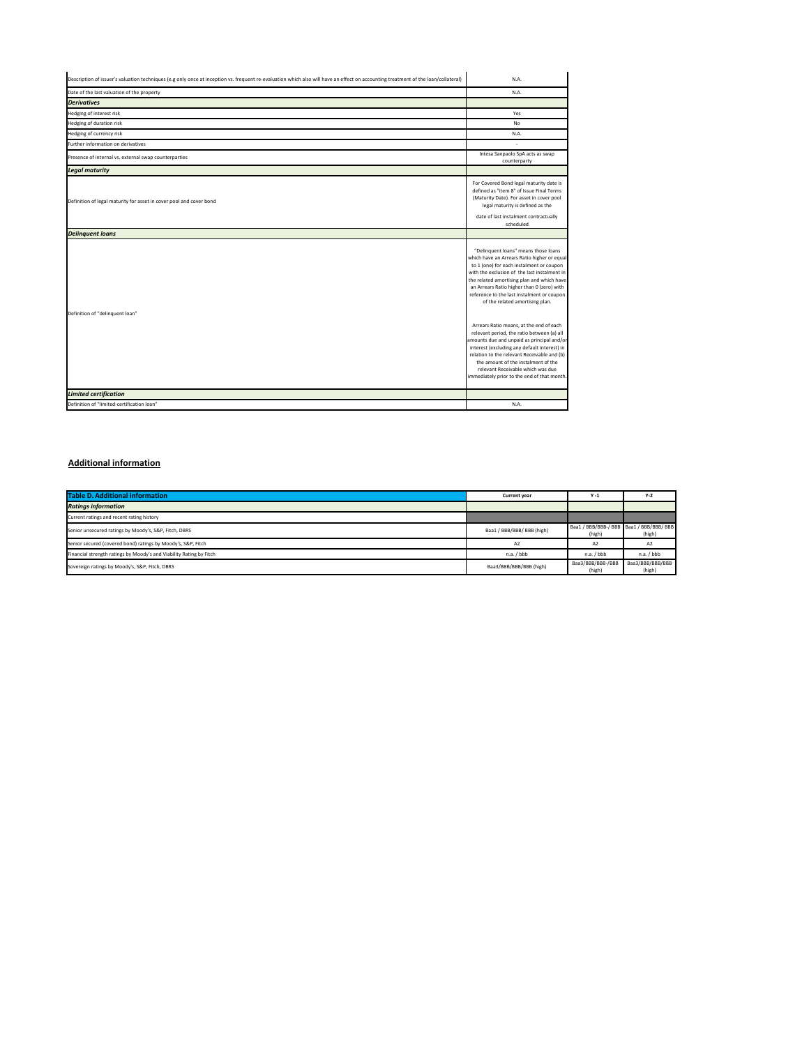| | |
|---|---|
| Description of issuer's valuation techniques (e.g only once at inception vs. frequent re-evaluation which also will have an effect on accounting treatment of the loan/collateral) | N.A. |
| Date of the last valuation of the property | N.A. |
| ***Derivatives*** | |
| Hedging of interest risk | Yes |
| Hedging of duration risk | No |
| Hedging of currency risk | N.A. |
| Further information on derivatives | - |
| Presence of internal vs. external swap counterparties | Intesa Sanpaolo SpA acts as swap counterparty |
| ***Legal maturity*** | |
| Definition of legal maturity for asset in cover pool and cover bond | For Covered Bond legal maturity date is defined as "item 8" of Issue Final Terms (Maturity Date). For asset in cover pool legal maturity is defined as the date of last instalment contractually scheduled |
| ***Delinquent loans*** | |
| Definition of "delinquent loan" | "Delinquent loans" means those loans which have an Arrears Ratio higher or equal to 1 (one) for each instalment or coupon with the exclusion of the last instalment in the related amortising plan and which have an Arrears Ratio higher than 0 (zero) with reference to the last instalment or coupon of the related amortising plan. Arrears Ratio means, at the end of each relevant period, the ratio between (a) all amounts due and unpaid as principal and/or interest (excluding any default interest) in relation to the relevant Receivable and (b) the amount of the instalment of the relevant Receivable which was due immediately prior to the end of that month. |
| ***Limited certification*** | |
| Definition of "limited-certification loan" | N.A. |

## Additional information

| Table D. Additional information | Current year | Y -1 | Y-2 |
|---|---|---|---|
| ***Ratings information*** | | | |
| Current ratings and recent rating history | | | |
| Senior unsecured ratings by Moody's, S&P, Fitch, DBRS | Baa1 / BBB/BBB/ BBB (high) | Baa1 / BBB/BBB-/ BBB (high) | Baa1 / BBB/BBB/ BBB (high) |
| Senior secured (covered bond) ratings by Moody's, S&P, Fitch | A2 | A2 | A2 |
| Financial strength ratings by Moody's and Viability Rating by Fitch | n.a. / bbb | n.a. / bbb | n.a. / bbb |
| Sovereign ratings by Moody's, S&P, Fitch, DBRS | Baa3/BBB/BBB/BBB (high) | Baa3/BBB/BBB-/BBB (high) | Baa3/BBB/BBB/BBB (high) |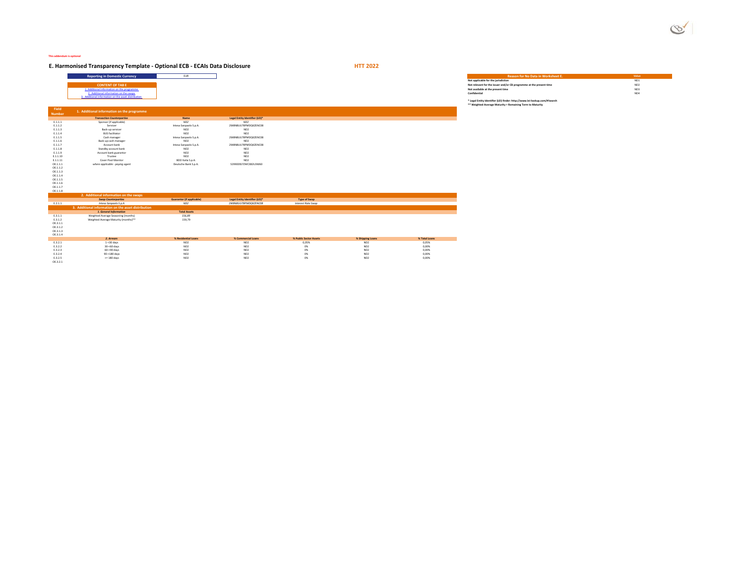This addendum is optional

## E. Harmonised Transparency Template - Optional ECB - ECAIs Data Disclosure

**HTT 2022**

| Reporting in Domestic Currency | EUR |
|---|---|

**CONTENT OF TAB E**

1. Additional information on the programme
2. Additional information on the swaps
3. Additional information on the asset distribution

| Reason for No Data in Worksheet E. | Value |
|---|---|
| Not applicable for the jurisdiction | ND1 |
| Not relevant for the issuer and/or CB programme at the present time | ND2 |
| Not available at the present time | ND3 |
| Confidential | ND4 |

\* Legal Entity Identifier (LEI) finder: http://www.lei-lookup.com/#!search
\*\* Weighted Average Maturity = Remaining Term to Maturity

| Field Number | 1. Additional information on the programme | | | | | |
|---|---|---|---|---|---|---|
| | *Transaction Counterparties* | Name | Legal Entity Identifier (LEI)* | | | |
| E.1.1.1 | Sponsor (if applicable) | ND2 | ND2 | | | |
| E.1.1.2 | Servicer | Intesa Sanpaolo S.p.A. | 2W8N8UU78PMDQKZENC08 | | | |
| E.1.1.3 | Back-up servicer | ND2 | ND2 | | | |
| E.1.1.4 | BUS facilitator | ND2 | ND2 | | | |
| E.1.1.5 | Cash manager | Intesa Sanpaolo S.p.A. | 2W8N8UU78PMDQKZENC08 | | | |
| E.1.1.6 | Back-up cash manager | ND2 | ND2 | | | |
| E.1.1.7 | Account bank | Intesa Sanpaolo S.p.A. | 2W8N8UU78PMDQKZENC08 | | | |
| E.1.1.8 | Standby account bank | ND2 | ND2 | | | |
| E.1.1.9 | Account bank guarantor | ND2 | ND2 | | | |
| E.1.1.10 | Trustee | ND2 | ND2 | | | |
| E.1.1.11 | Cover Pool Monitor | BDO Italia S.p.A. | ND2 | | | |
| OE.1.1.1 | *where applicable - paying agent* | Deutsche Bank S.p.A. | 529900SS7ZWCX82U3W60 | | | |
| OE.1.1.2 | | | | | | |
| OE.1.1.3 | | | | | | |
| OE.1.1.4 | | | | | | |
| OE.1.1.5 | | | | | | |
| OE.1.1.6 | | | | | | |
| OE.1.1.7 | | | | | | |
| OE.1.1.8 | | | | | | |
| | **2. Additional information on the swaps** | | | | | |
| | *Swap Counterparties* | Guarantor (if applicable) | Legal Entity Identifier (LEI)* | Type of Swap | | |
| E.2.1.1 | *Intesa Sanpaolo S.p.A.* | *ND2* | *2W8N8UU78PMDQKZENC08* | *Interest Rate Swap* | | |
| | **3. Additional information on the asset distribution** | | | | | |
| | *1. General Information* | Total Assets | | | | |
| E.3.1.1 | Weighted Average Seasoning (months) | *156,89* | | | | |
| E.3.1.2 | Weighted Average Maturity (months)** | 159,79 | | | | |
| OE.3.1.1 | | | | | | |
| OE.3.1.2 | | | | | | |
| OE.3.1.3 | | | | | | |
| OE.3.1.4 | | | | | | |
| | *2. Arrears* | % Residential Loans | % Commercial Loans | % Public Sector Assets | % Shipping Loans | % Total Loans |
| E.3.2.1 | 1-<30 days | ND2 | ND2 | 0,05% | ND2 | 0,05% |
| E.3.2.2 | 30-<60 days | ND2 | ND2 | 0% | ND2 | 0,00% |
| E.3.2.3 | 60-<90 days | ND2 | ND2 | 0% | ND2 | 0,00% |
| E.3.2.4 | 90-<180 days | ND2 | ND2 | 0% | ND2 | 0,00% |
| E.3.2.5 | >= 180 days | ND2 | ND2 | 0% | ND2 | 0,00% |
| OE.3.2.1 | | | | | | |